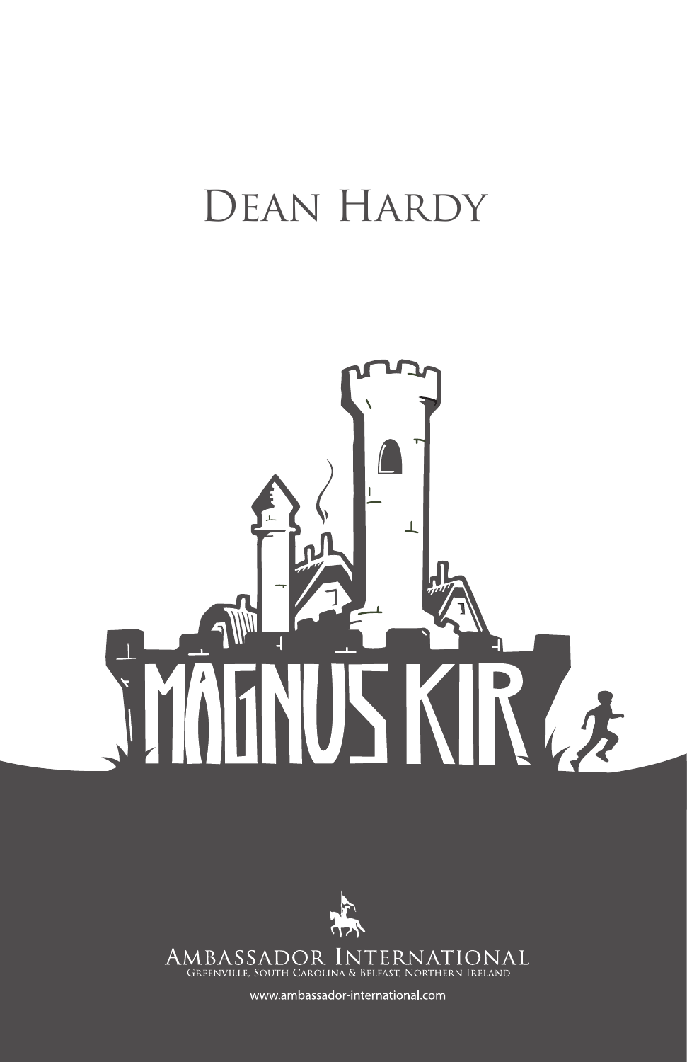Dean Hardy

# MAGNUS KIR

Ambassador International
Greenville, South Carolina & Belfast, Northern Ireland

www.ambassador-international.com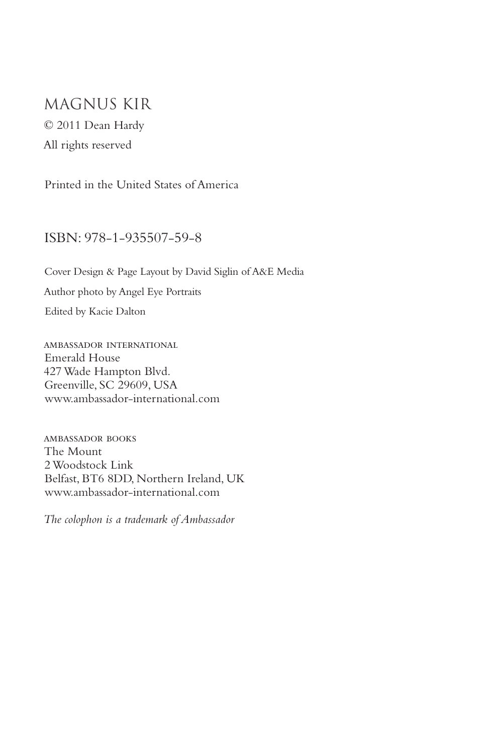MAGNUS KIR

© 2011 Dean Hardy

All rights reserved

Printed in the United States of America

ISBN: 978-1-935507-59-8

Cover Design & Page Layout by David Siglin of A&E Media

Author photo by Angel Eye Portraits

Edited by Kacie Dalton

AMBASSADOR INTERNATIONAL
Emerald House
427 Wade Hampton Blvd.
Greenville, SC 29609, USA
www.ambassador-international.com

AMBASSADOR BOOKS
The Mount
2 Woodstock Link
Belfast, BT6 8DD, Northern Ireland, UK
www.ambassador-international.com

*The colophon is a trademark of Ambassador*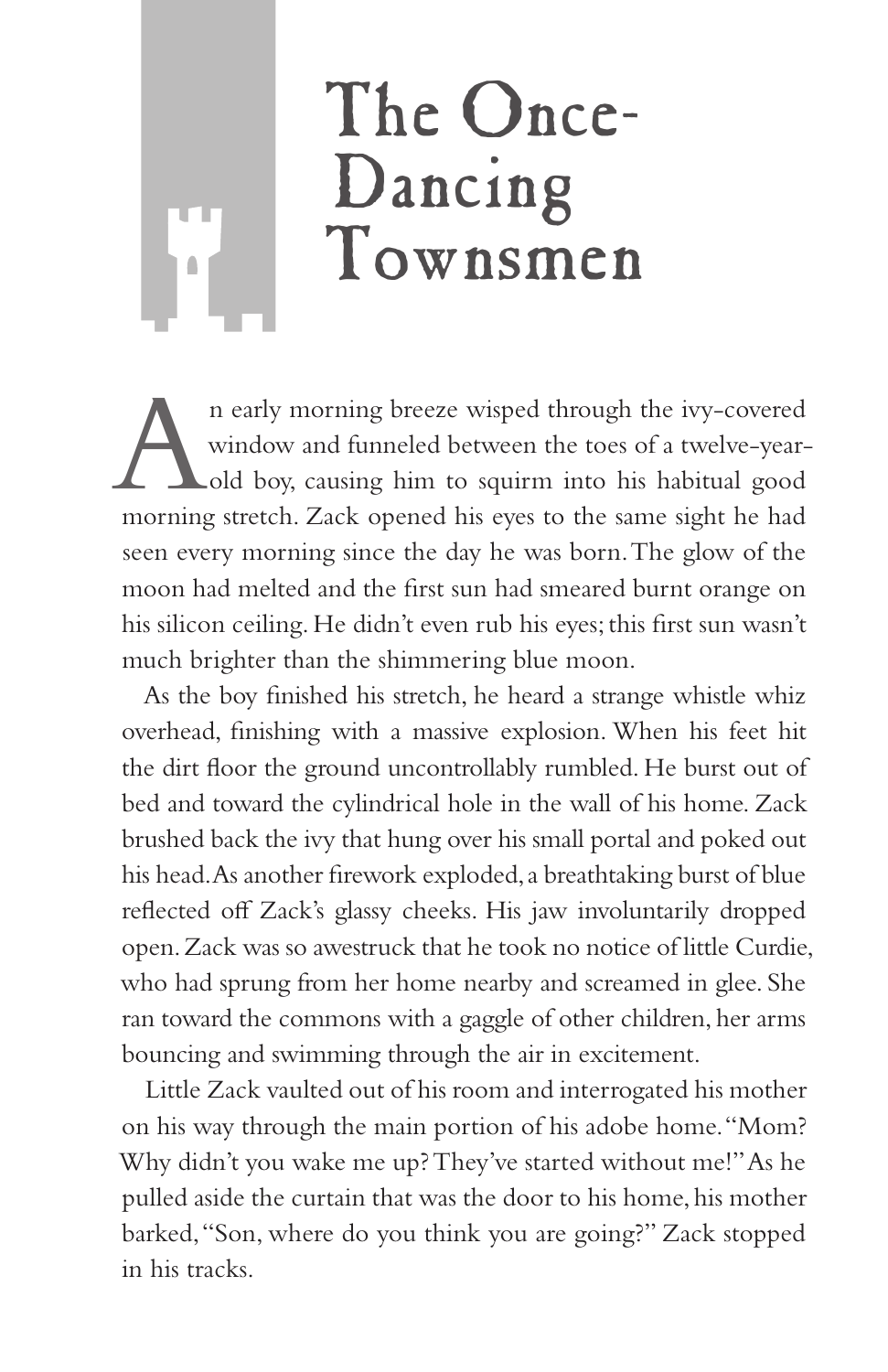# The Once-Dancing Townsmen

An early morning breeze wisped through the ivy-covered window and funneled between the toes of a twelve-year-old boy, causing him to squirm into his habitual good morning stretch. Zack opened his eyes to the same sight he had seen every morning since the day he was born. The glow of the moon had melted and the first sun had smeared burnt orange on his silicon ceiling. He didn't even rub his eyes; this first sun wasn't much brighter than the shimmering blue moon.

As the boy finished his stretch, he heard a strange whistle whiz overhead, finishing with a massive explosion. When his feet hit the dirt floor the ground uncontrollably rumbled. He burst out of bed and toward the cylindrical hole in the wall of his home. Zack brushed back the ivy that hung over his small portal and poked out his head. As another firework exploded, a breathtaking burst of blue reflected off Zack's glassy cheeks. His jaw involuntarily dropped open. Zack was so awestruck that he took no notice of little Curdie, who had sprung from her home nearby and screamed in glee. She ran toward the commons with a gaggle of other children, her arms bouncing and swimming through the air in excitement.

Little Zack vaulted out of his room and interrogated his mother on his way through the main portion of his adobe home. "Mom? Why didn't you wake me up? They've started without me!" As he pulled aside the curtain that was the door to his home, his mother barked, "Son, where do you think you are going?" Zack stopped in his tracks.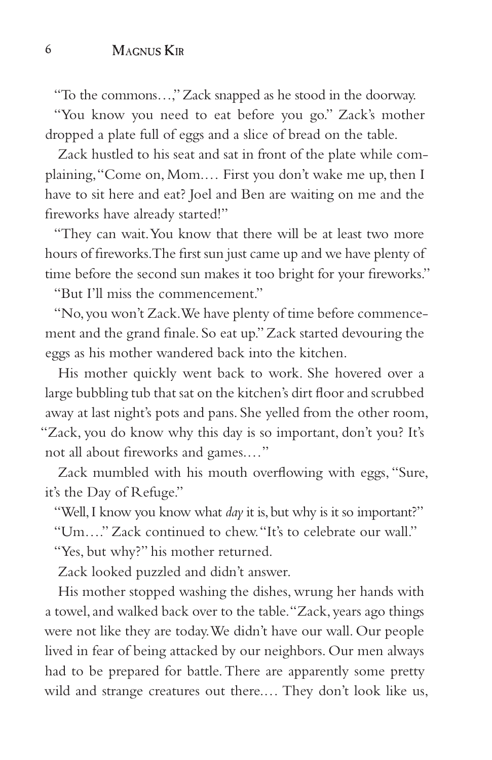"To the commons…," Zack snapped as he stood in the doorway.

"You know you need to eat before you go." Zack's mother dropped a plate full of eggs and a slice of bread on the table.

Zack hustled to his seat and sat in front of the plate while complaining, "Come on, Mom.… First you don't wake me up, then I have to sit here and eat? Joel and Ben are waiting on me and the fireworks have already started!"

"They can wait. You know that there will be at least two more hours of fireworks. The first sun just came up and we have plenty of time before the second sun makes it too bright for your fireworks."

"But I'll miss the commencement."

"No, you won't Zack. We have plenty of time before commencement and the grand finale. So eat up." Zack started devouring the eggs as his mother wandered back into the kitchen.

His mother quickly went back to work. She hovered over a large bubbling tub that sat on the kitchen's dirt floor and scrubbed away at last night's pots and pans. She yelled from the other room, "Zack, you do know why this day is so important, don't you? It's not all about fireworks and games.…"

Zack mumbled with his mouth overflowing with eggs, "Sure, it's the Day of Refuge."

"Well, I know you know what *day* it is, but why is it so important?"

"Um…." Zack continued to chew. "It's to celebrate our wall."

"Yes, but why?" his mother returned.

Zack looked puzzled and didn't answer.

His mother stopped washing the dishes, wrung her hands with a towel, and walked back over to the table. "Zack, years ago things were not like they are today. We didn't have our wall. Our people lived in fear of being attacked by our neighbors. Our men always had to be prepared for battle. There are apparently some pretty wild and strange creatures out there.… They don't look like us,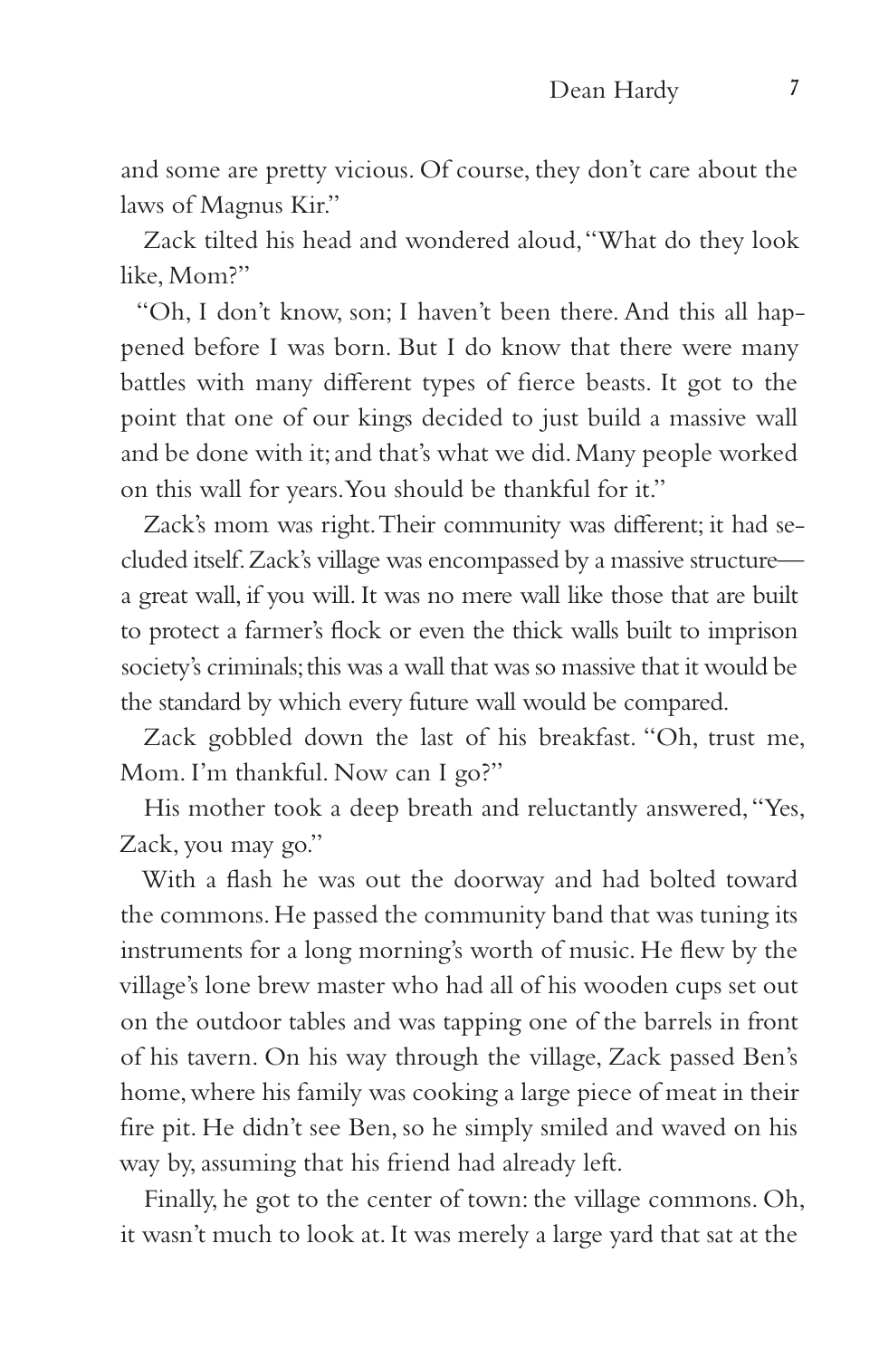and some are pretty vicious. Of course, they don't care about the laws of Magnus Kir."

Zack tilted his head and wondered aloud, "What do they look like, Mom?"

"Oh, I don't know, son; I haven't been there. And this all happened before I was born. But I do know that there were many battles with many different types of fierce beasts. It got to the point that one of our kings decided to just build a massive wall and be done with it; and that's what we did. Many people worked on this wall for years. You should be thankful for it."

Zack's mom was right. Their community was different; it had secluded itself. Zack's village was encompassed by a massive structure—a great wall, if you will. It was no mere wall like those that are built to protect a farmer's flock or even the thick walls built to imprison society's criminals; this was a wall that was so massive that it would be the standard by which every future wall would be compared.

Zack gobbled down the last of his breakfast. "Oh, trust me, Mom. I'm thankful. Now can I go?"

His mother took a deep breath and reluctantly answered, "Yes, Zack, you may go."

With a flash he was out the doorway and had bolted toward the commons. He passed the community band that was tuning its instruments for a long morning's worth of music. He flew by the village's lone brew master who had all of his wooden cups set out on the outdoor tables and was tapping one of the barrels in front of his tavern. On his way through the village, Zack passed Ben's home, where his family was cooking a large piece of meat in their fire pit. He didn't see Ben, so he simply smiled and waved on his way by, assuming that his friend had already left.

Finally, he got to the center of town: the village commons. Oh, it wasn't much to look at. It was merely a large yard that sat at the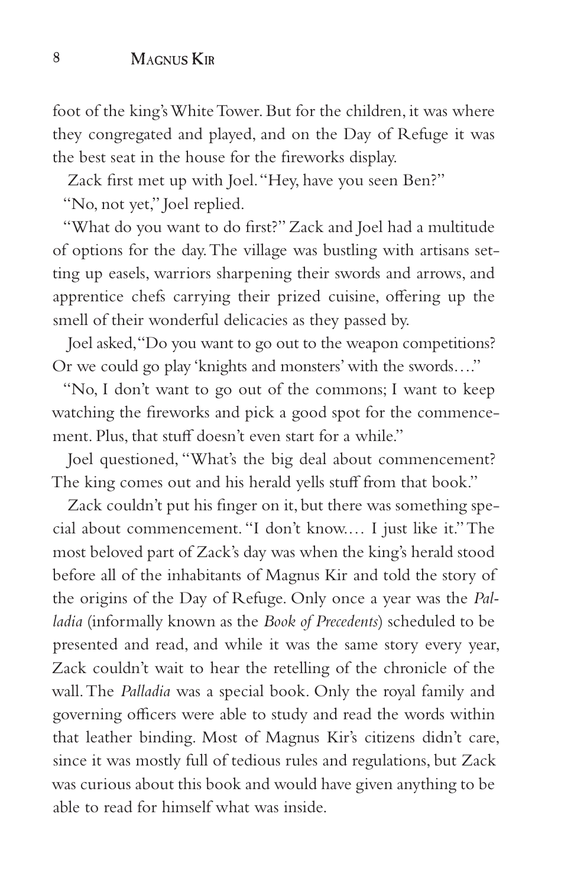foot of the king's White Tower. But for the children, it was where they congregated and played, and on the Day of Refuge it was the best seat in the house for the fireworks display.

Zack first met up with Joel. "Hey, have you seen Ben?"

"No, not yet," Joel replied.

"What do you want to do first?" Zack and Joel had a multitude of options for the day. The village was bustling with artisans setting up easels, warriors sharpening their swords and arrows, and apprentice chefs carrying their prized cuisine, offering up the smell of their wonderful delicacies as they passed by.

Joel asked, "Do you want to go out to the weapon competitions? Or we could go play 'knights and monsters' with the swords…."

"No, I don't want to go out of the commons; I want to keep watching the fireworks and pick a good spot for the commencement. Plus, that stuff doesn't even start for a while."

Joel questioned, "What's the big deal about commencement? The king comes out and his herald yells stuff from that book."

Zack couldn't put his finger on it, but there was something special about commencement. "I don't know.… I just like it." The most beloved part of Zack's day was when the king's herald stood before all of the inhabitants of Magnus Kir and told the story of the origins of the Day of Refuge. Only once a year was the *Palladia* (informally known as the *Book of Precedents*) scheduled to be presented and read, and while it was the same story every year, Zack couldn't wait to hear the retelling of the chronicle of the wall. The *Palladia* was a special book. Only the royal family and governing officers were able to study and read the words within that leather binding. Most of Magnus Kir's citizens didn't care, since it was mostly full of tedious rules and regulations, but Zack was curious about this book and would have given anything to be able to read for himself what was inside.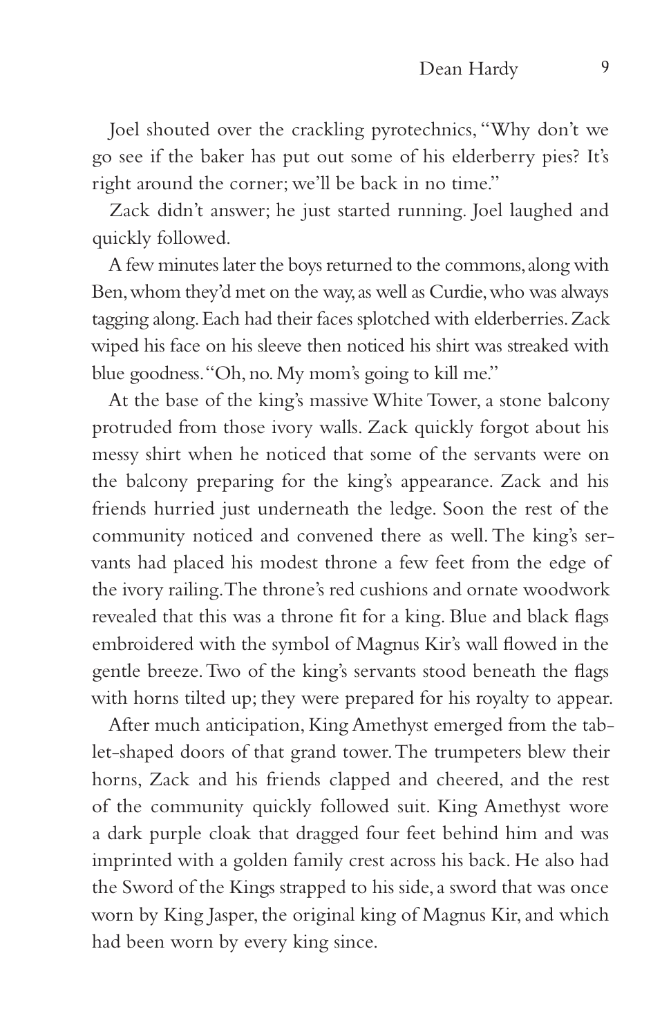Joel shouted over the crackling pyrotechnics, "Why don't we go see if the baker has put out some of his elderberry pies? It's right around the corner; we'll be back in no time."

Zack didn't answer; he just started running. Joel laughed and quickly followed.

A few minutes later the boys returned to the commons, along with Ben, whom they'd met on the way, as well as Curdie, who was always tagging along. Each had their faces splotched with elderberries. Zack wiped his face on his sleeve then noticed his shirt was streaked with blue goodness. "Oh, no. My mom's going to kill me."

At the base of the king's massive White Tower, a stone balcony protruded from those ivory walls. Zack quickly forgot about his messy shirt when he noticed that some of the servants were on the balcony preparing for the king's appearance. Zack and his friends hurried just underneath the ledge. Soon the rest of the community noticed and convened there as well. The king's servants had placed his modest throne a few feet from the edge of the ivory railing. The throne's red cushions and ornate woodwork revealed that this was a throne fit for a king. Blue and black flags embroidered with the symbol of Magnus Kir's wall flowed in the gentle breeze. Two of the king's servants stood beneath the flags with horns tilted up; they were prepared for his royalty to appear.

After much anticipation, King Amethyst emerged from the tablet-shaped doors of that grand tower. The trumpeters blew their horns, Zack and his friends clapped and cheered, and the rest of the community quickly followed suit. King Amethyst wore a dark purple cloak that dragged four feet behind him and was imprinted with a golden family crest across his back. He also had the Sword of the Kings strapped to his side, a sword that was once worn by King Jasper, the original king of Magnus Kir, and which had been worn by every king since.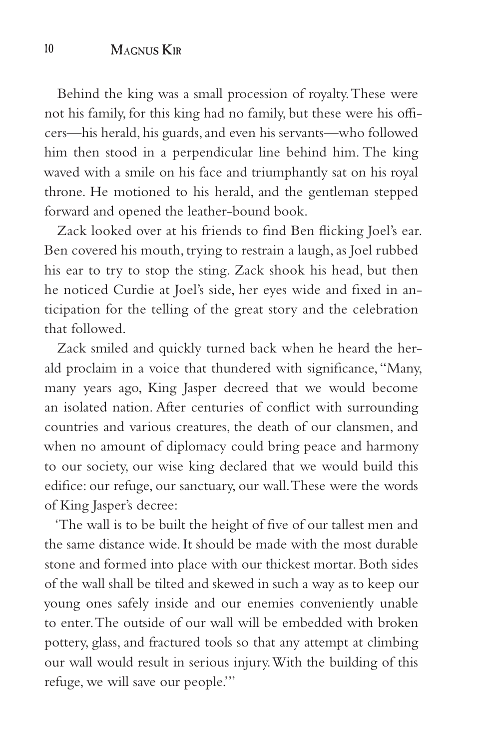Behind the king was a small procession of royalty. These were not his family, for this king had no family, but these were his officers—his herald, his guards, and even his servants—who followed him then stood in a perpendicular line behind him. The king waved with a smile on his face and triumphantly sat on his royal throne. He motioned to his herald, and the gentleman stepped forward and opened the leather-bound book.

Zack looked over at his friends to find Ben flicking Joel's ear. Ben covered his mouth, trying to restrain a laugh, as Joel rubbed his ear to try to stop the sting. Zack shook his head, but then he noticed Curdie at Joel's side, her eyes wide and fixed in anticipation for the telling of the great story and the celebration that followed.

Zack smiled and quickly turned back when he heard the herald proclaim in a voice that thundered with significance, "Many, many years ago, King Jasper decreed that we would become an isolated nation. After centuries of conflict with surrounding countries and various creatures, the death of our clansmen, and when no amount of diplomacy could bring peace and harmony to our society, our wise king declared that we would build this edifice: our refuge, our sanctuary, our wall. These were the words of King Jasper's decree:

'The wall is to be built the height of five of our tallest men and the same distance wide. It should be made with the most durable stone and formed into place with our thickest mortar. Both sides of the wall shall be tilted and skewed in such a way as to keep our young ones safely inside and our enemies conveniently unable to enter. The outside of our wall will be embedded with broken pottery, glass, and fractured tools so that any attempt at climbing our wall would result in serious injury. With the building of this refuge, we will save our people.'"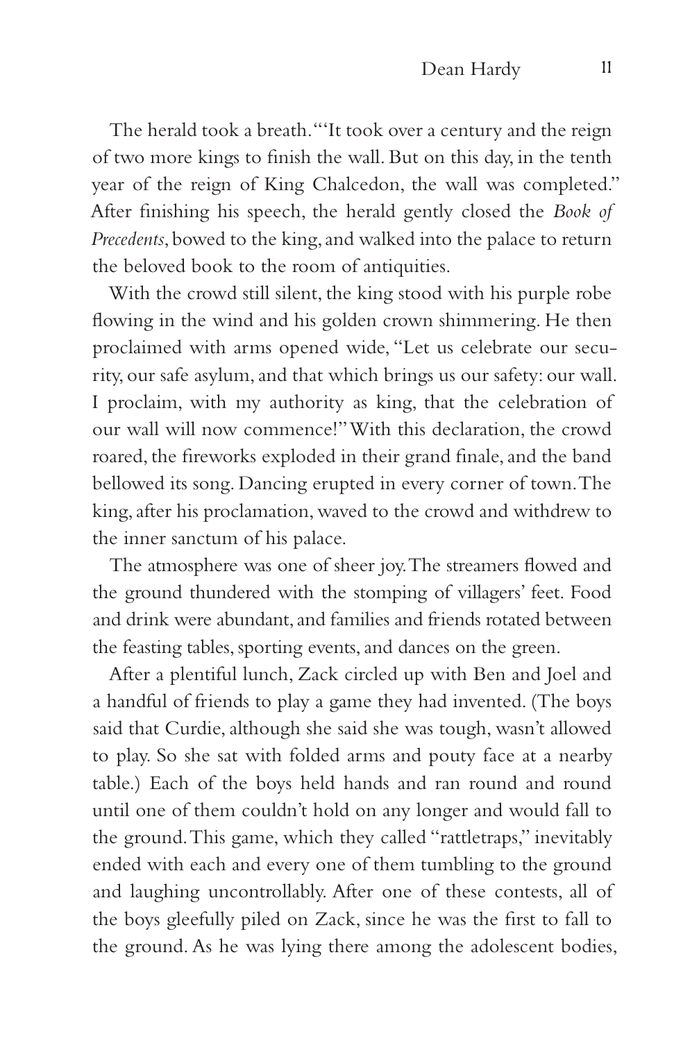The herald took a breath. "'It took over a century and the reign of two more kings to finish the wall. But on this day, in the tenth year of the reign of King Chalcedon, the wall was completed." After finishing his speech, the herald gently closed the *Book of Precedents*, bowed to the king, and walked into the palace to return the beloved book to the room of antiquities.

With the crowd still silent, the king stood with his purple robe flowing in the wind and his golden crown shimmering. He then proclaimed with arms opened wide, "Let us celebrate our security, our safe asylum, and that which brings us our safety: our wall. I proclaim, with my authority as king, that the celebration of our wall will now commence!" With this declaration, the crowd roared, the fireworks exploded in their grand finale, and the band bellowed its song. Dancing erupted in every corner of town. The king, after his proclamation, waved to the crowd and withdrew to the inner sanctum of his palace.

The atmosphere was one of sheer joy. The streamers flowed and the ground thundered with the stomping of villagers' feet. Food and drink were abundant, and families and friends rotated between the feasting tables, sporting events, and dances on the green.

After a plentiful lunch, Zack circled up with Ben and Joel and a handful of friends to play a game they had invented. (The boys said that Curdie, although she said she was tough, wasn't allowed to play. So she sat with folded arms and pouty face at a nearby table.) Each of the boys held hands and ran round and round until one of them couldn't hold on any longer and would fall to the ground. This game, which they called "rattletraps," inevitably ended with each and every one of them tumbling to the ground and laughing uncontrollably. After one of these contests, all of the boys gleefully piled on Zack, since he was the first to fall to the ground. As he was lying there among the adolescent bodies,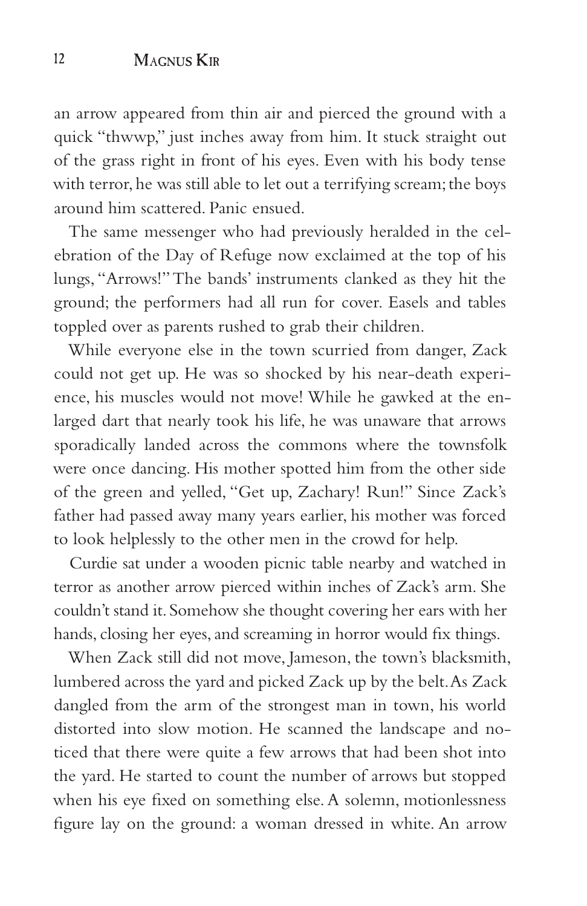an arrow appeared from thin air and pierced the ground with a quick "thwwp," just inches away from him. It stuck straight out of the grass right in front of his eyes. Even with his body tense with terror, he was still able to let out a terrifying scream; the boys around him scattered. Panic ensued.

The same messenger who had previously heralded in the celebration of the Day of Refuge now exclaimed at the top of his lungs, "Arrows!" The bands' instruments clanked as they hit the ground; the performers had all run for cover. Easels and tables toppled over as parents rushed to grab their children.

While everyone else in the town scurried from danger, Zack could not get up. He was so shocked by his near-death experience, his muscles would not move! While he gawked at the enlarged dart that nearly took his life, he was unaware that arrows sporadically landed across the commons where the townsfolk were once dancing. His mother spotted him from the other side of the green and yelled, "Get up, Zachary! Run!" Since Zack's father had passed away many years earlier, his mother was forced to look helplessly to the other men in the crowd for help.

Curdie sat under a wooden picnic table nearby and watched in terror as another arrow pierced within inches of Zack's arm. She couldn't stand it. Somehow she thought covering her ears with her hands, closing her eyes, and screaming in horror would fix things.

When Zack still did not move, Jameson, the town's blacksmith, lumbered across the yard and picked Zack up by the belt. As Zack dangled from the arm of the strongest man in town, his world distorted into slow motion. He scanned the landscape and noticed that there were quite a few arrows that had been shot into the yard. He started to count the number of arrows but stopped when his eye fixed on something else. A solemn, motionlessness figure lay on the ground: a woman dressed in white. An arrow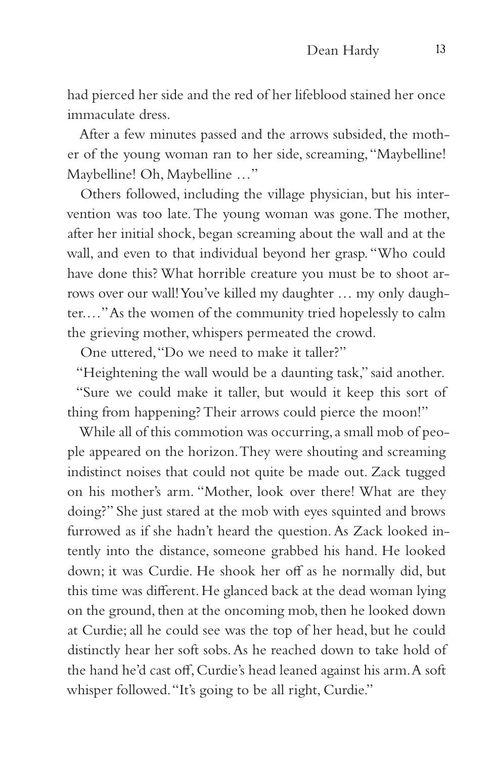had pierced her side and the red of her lifeblood stained her once immaculate dress.

After a few minutes passed and the arrows subsided, the mother of the young woman ran to her side, screaming, "Maybelline! Maybelline! Oh, Maybelline …"

Others followed, including the village physician, but his intervention was too late. The young woman was gone. The mother, after her initial shock, began screaming about the wall and at the wall, and even to that individual beyond her grasp. "Who could have done this? What horrible creature you must be to shoot arrows over our wall! You've killed my daughter … my only daughter.…" As the women of the community tried hopelessly to calm the grieving mother, whispers permeated the crowd.

One uttered, "Do we need to make it taller?"

"Heightening the wall would be a daunting task," said another.

"Sure we could make it taller, but would it keep this sort of thing from happening? Their arrows could pierce the moon!"

While all of this commotion was occurring, a small mob of people appeared on the horizon. They were shouting and screaming indistinct noises that could not quite be made out. Zack tugged on his mother's arm. "Mother, look over there! What are they doing?" She just stared at the mob with eyes squinted and brows furrowed as if she hadn't heard the question. As Zack looked intently into the distance, someone grabbed his hand. He looked down; it was Curdie. He shook her off as he normally did, but this time was different. He glanced back at the dead woman lying on the ground, then at the oncoming mob, then he looked down at Curdie; all he could see was the top of her head, but he could distinctly hear her soft sobs. As he reached down to take hold of the hand he'd cast off, Curdie's head leaned against his arm. A soft whisper followed. "It's going to be all right, Curdie."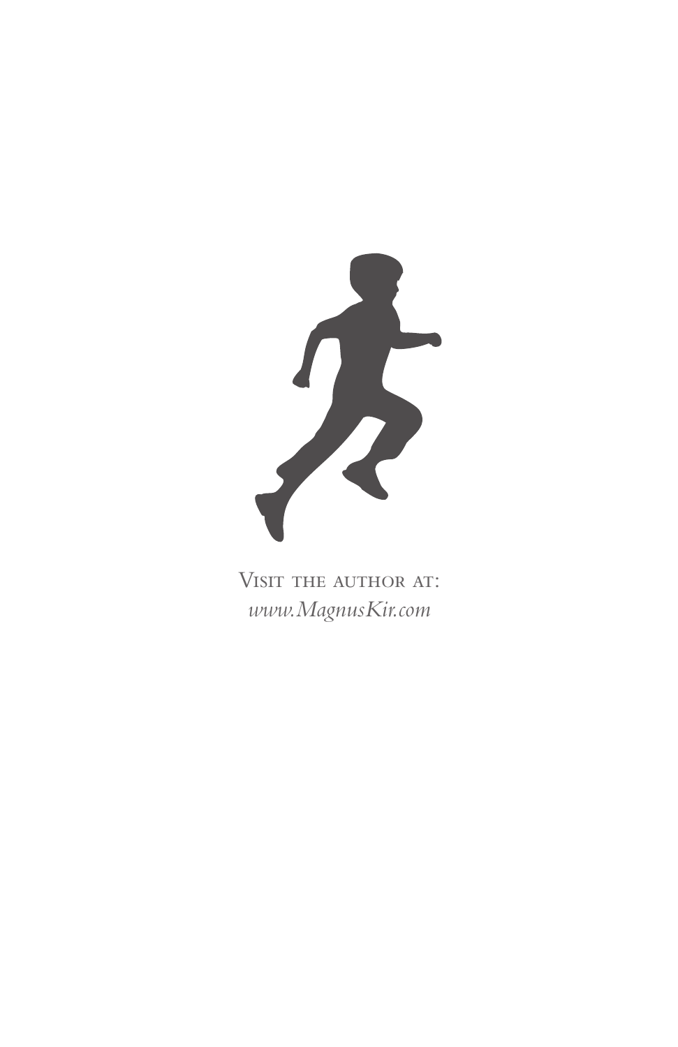Visit the author at:

*www.MagnusKir.com*